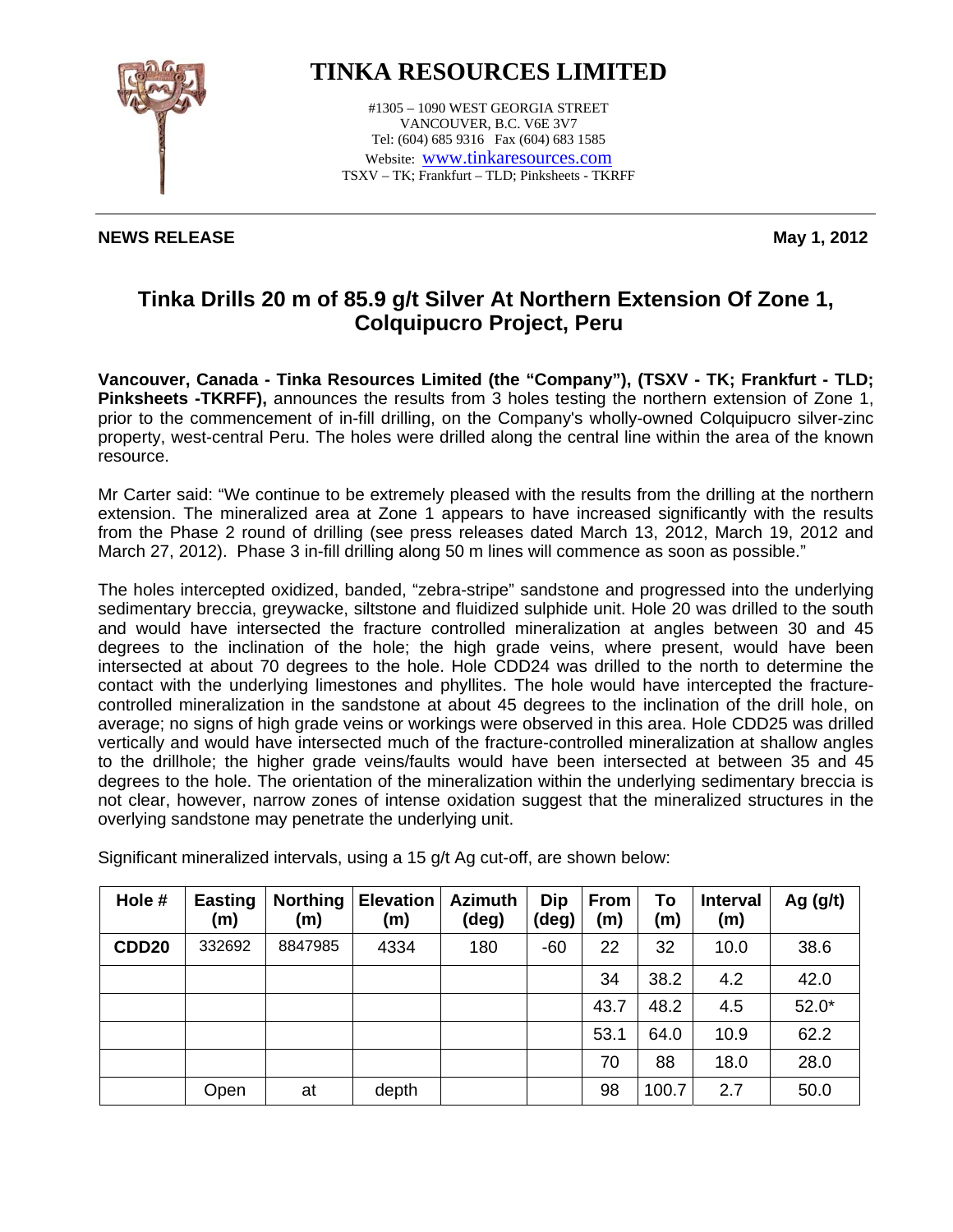# TINKA RESOURCES LIMITED

#1305 – 1090 WEST GEORGIA STREET
VANCOUVER, B.C. V6E 3V7
Tel: (604) 685 9316 Fax (604) 683 1585
Website: www.tinkaresources.com
TSXV – TK; Frankfurt – TLD; Pinksheets - TKRFF

**NEWS RELEASE** **May 1, 2012**

## Tinka Drills 20 m of 85.9 g/t Silver At Northern Extension Of Zone 1, Colquipucro Project, Peru

**Vancouver, Canada - Tinka Resources Limited (the "Company"), (TSXV - TK; Frankfurt - TLD; Pinksheets -TKRFF),** announces the results from 3 holes testing the northern extension of Zone 1, prior to the commencement of in-fill drilling, on the Company's wholly-owned Colquipucro silver-zinc property, west-central Peru. The holes were drilled along the central line within the area of the known resource.

Mr Carter said: "We continue to be extremely pleased with the results from the drilling at the northern extension. The mineralized area at Zone 1 appears to have increased significantly with the results from the Phase 2 round of drilling (see press releases dated March 13, 2012, March 19, 2012 and March 27, 2012). Phase 3 in-fill drilling along 50 m lines will commence as soon as possible."

The holes intercepted oxidized, banded, "zebra-stripe" sandstone and progressed into the underlying sedimentary breccia, greywacke, siltstone and fluidized sulphide unit. Hole 20 was drilled to the south and would have intersected the fracture controlled mineralization at angles between 30 and 45 degrees to the inclination of the hole; the high grade veins, where present, would have been intersected at about 70 degrees to the hole. Hole CDD24 was drilled to the north to determine the contact with the underlying limestones and phyllites. The hole would have intercepted the fracture-controlled mineralization in the sandstone at about 45 degrees to the inclination of the drill hole, on average; no signs of high grade veins or workings were observed in this area. Hole CDD25 was drilled vertically and would have intersected much of the fracture-controlled mineralization at shallow angles to the drillhole; the higher grade veins/faults would have been intersected at between 35 and 45 degrees to the hole. The orientation of the mineralization within the underlying sedimentary breccia is not clear, however, narrow zones of intense oxidation suggest that the mineralized structures in the overlying sandstone may penetrate the underlying unit.

Significant mineralized intervals, using a 15 g/t Ag cut-off, are shown below:

| Hole # | Easting (m) | Northing (m) | Elevation (m) | Azimuth (deg) | Dip (deg) | From (m) | To (m) | Interval (m) | Ag (g/t) |
|---|---|---|---|---|---|---|---|---|---|
| **CDD20** | 332692 | 8847985 | 4334 | 180 | -60 | 22 | 32 | 10.0 | 38.6 |
| | | | | | | 34 | 38.2 | 4.2 | 42.0 |
| | | | | | | 43.7 | 48.2 | 4.5 | 52.0* |
| | | | | | | 53.1 | 64.0 | 10.9 | 62.2 |
| | | | | | | 70 | 88 | 18.0 | 28.0 |
| | Open | at | depth | | | 98 | 100.7 | 2.7 | 50.0 |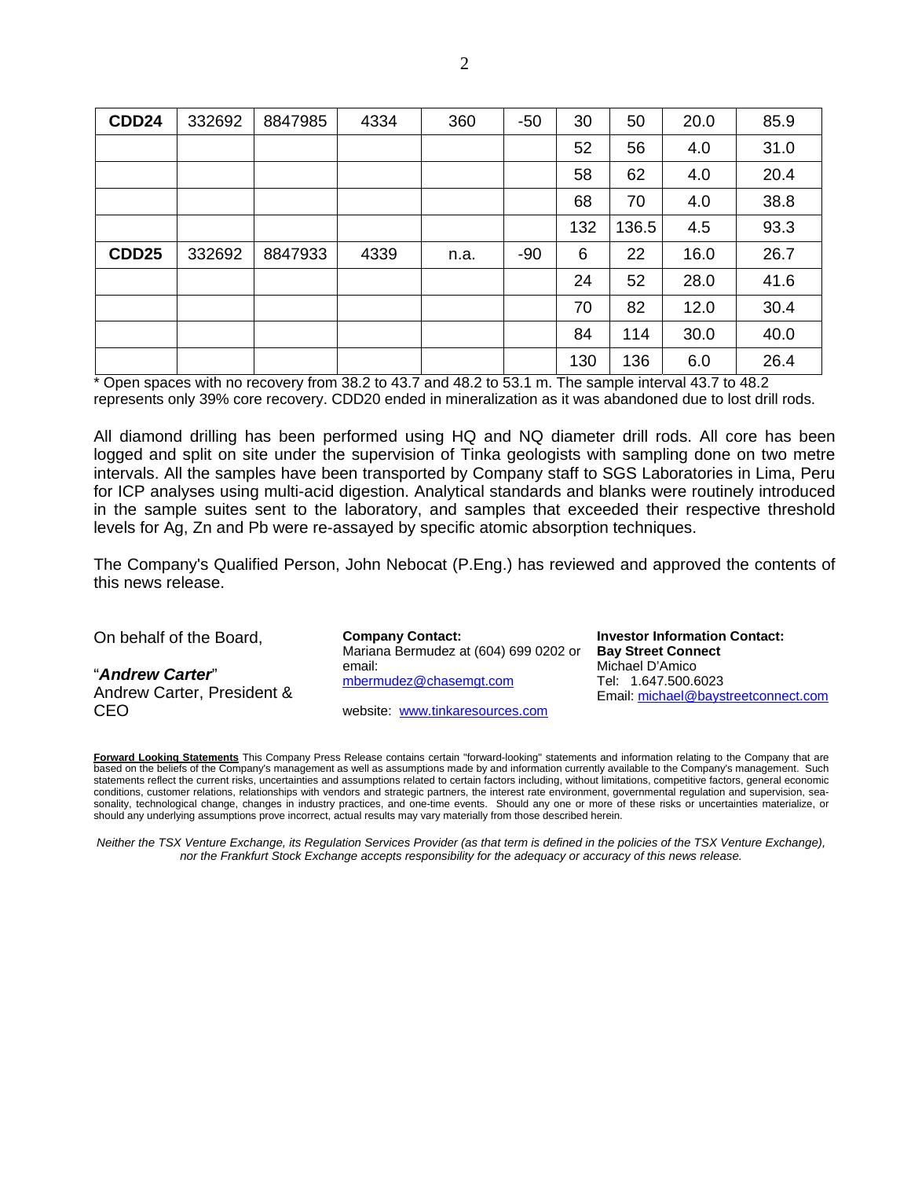| | | | | | | | | | |
|---|---|---|---|---|---|---|---|---|---|
| **CDD24** | 332692 | 8847985 | 4334 | 360 | -50 | 30 | 50 | 20.0 | 85.9 |
| | | | | | | 52 | 56 | 4.0 | 31.0 |
| | | | | | | 58 | 62 | 4.0 | 20.4 |
| | | | | | | 68 | 70 | 4.0 | 38.8 |
| | | | | | | 132 | 136.5 | 4.5 | 93.3 |
| **CDD25** | 332692 | 8847933 | 4339 | n.a. | -90 | 6 | 22 | 16.0 | 26.7 |
| | | | | | | 24 | 52 | 28.0 | 41.6 |
| | | | | | | 70 | 82 | 12.0 | 30.4 |
| | | | | | | 84 | 114 | 30.0 | 40.0 |
| | | | | | | 130 | 136 | 6.0 | 26.4 |

* Open spaces with no recovery from 38.2 to 43.7 and 48.2 to 53.1 m. The sample interval 43.7 to 48.2 represents only 39% core recovery. CDD20 ended in mineralization as it was abandoned due to lost drill rods.

All diamond drilling has been performed using HQ and NQ diameter drill rods. All core has been logged and split on site under the supervision of Tinka geologists with sampling done on two metre intervals. All the samples have been transported by Company staff to SGS Laboratories in Lima, Peru for ICP analyses using multi-acid digestion. Analytical standards and blanks were routinely introduced in the sample suites sent to the laboratory, and samples that exceeded their respective threshold levels for Ag, Zn and Pb were re-assayed by specific atomic absorption techniques.

The Company's Qualified Person, John Nebocat (P.Eng.) has reviewed and approved the contents of this news release.

On behalf of the Board,

"***Andrew Carter***"
Andrew Carter, President & CEO

**Company Contact:**
Mariana Bermudez at (604) 699 0202 or email:
mbermudez@chasemgt.com

website: www.tinkaresources.com

**Investor Information Contact:**
**Bay Street Connect**
Michael D'Amico
Tel: 1.647.500.6023
Email: michael@baystreetconnect.com

**Forward Looking Statements** This Company Press Release contains certain "forward-looking" statements and information relating to the Company that are based on the beliefs of the Company's management as well as assumptions made by and information currently available to the Company's management. Such statements reflect the current risks, uncertainties and assumptions related to certain factors including, without limitations, competitive factors, general economic conditions, customer relations, relationships with vendors and strategic partners, the interest rate environment, governmental regulation and supervision, seasonality, technological change, changes in industry practices, and one-time events. Should any one or more of these risks or uncertainties materialize, or should any underlying assumptions prove incorrect, actual results may vary materially from those described herein.

*Neither the TSX Venture Exchange, its Regulation Services Provider (as that term is defined in the policies of the TSX Venture Exchange), nor the Frankfurt Stock Exchange accepts responsibility for the adequacy or accuracy of this news release.*